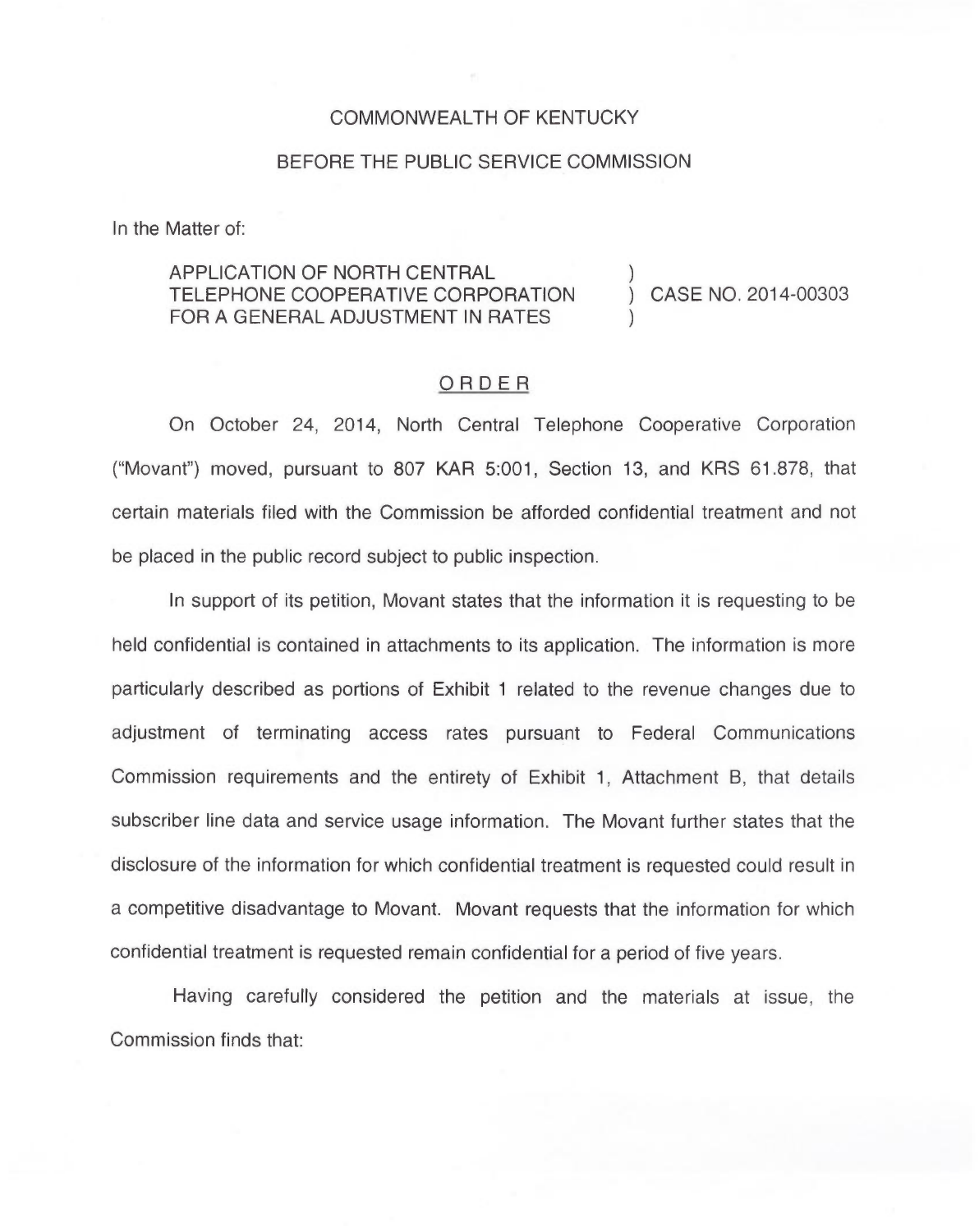COMMONWEALTH OF KENTUCKY

BEFORE THE PUBLIC SERVICE COMMISSION

In the Matter of:

| | | |
|---|---|---|
| APPLICATION OF NORTH CENTRAL TELEPHONE COOPERATIVE CORPORATION FOR A GENERAL ADJUSTMENT IN RATES | ) ) ) | CASE NO. 2014-00303 |

## ORDER

On October 24, 2014, North Central Telephone Cooperative Corporation ("Movant") moved, pursuant to 807 KAR 5:001, Section 13, and KRS 61.878, that certain materials filed with the Commission be afforded confidential treatment and not be placed in the public record subject to public inspection.

In support of its petition, Movant states that the information it is requesting to be held confidential is contained in attachments to its application. The information is more particularly described as portions of Exhibit 1 related to the revenue changes due to adjustment of terminating access rates pursuant to Federal Communications Commission requirements and the entirety of Exhibit 1, Attachment B, that details subscriber line data and service usage information. The Movant further states that the disclosure of the information for which confidential treatment is requested could result in a competitive disadvantage to Movant. Movant requests that the information for which confidential treatment is requested remain confidential for a period of five years.

Having carefully considered the petition and the materials at issue, the Commission finds that: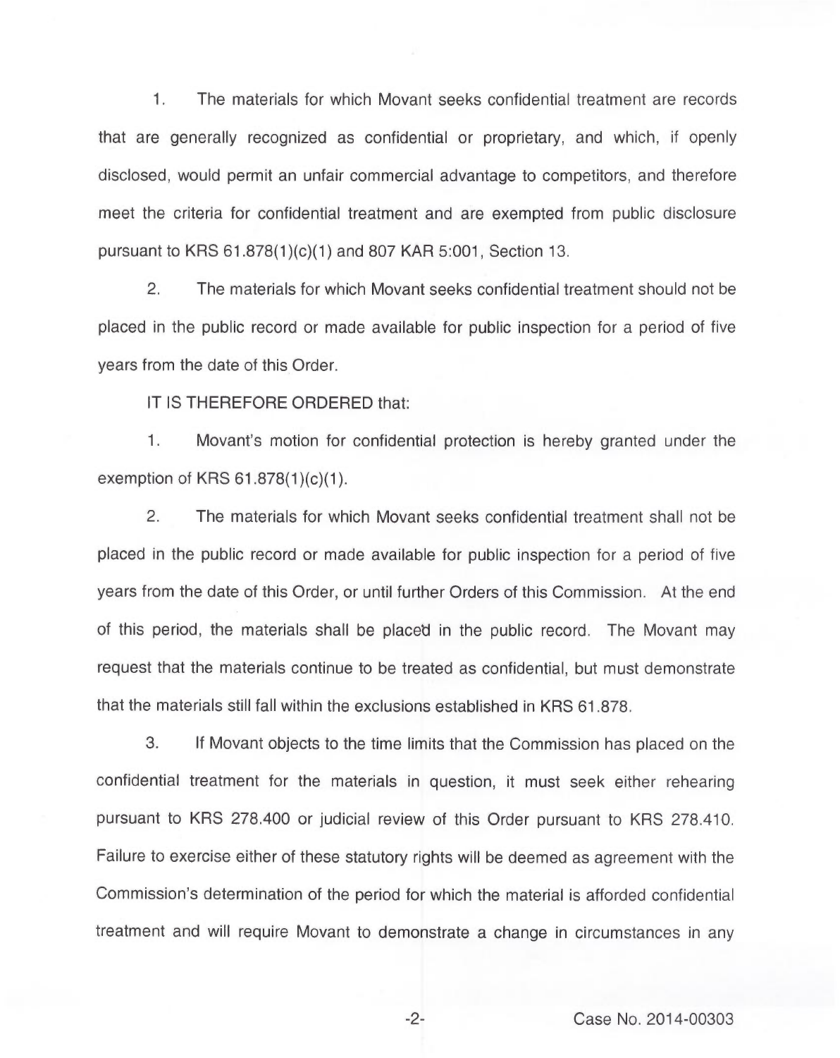1. The materials for which Movant seeks confidential treatment are records that are generally recognized as confidential or proprietary, and which, if openly disclosed, would permit an unfair commercial advantage to competitors, and therefore meet the criteria for confidential treatment and are exempted from public disclosure pursuant to KRS 61.878(1)(c)(1) and 807 KAR 5:001, Section 13.

2. The materials for which Movant seeks confidential treatment should not be placed in the public record or made available for public inspection for a period of five years from the date of this Order.

IT IS THEREFORE ORDERED that:

1. Movant's motion for confidential protection is hereby granted under the exemption of KRS 61.878(1)(c)(1).

2. The materials for which Movant seeks confidential treatment shall not be placed in the public record or made available for public inspection for a period of five years from the date of this Order, or until further Orders of this Commission. At the end of this period, the materials shall be placed in the public record. The Movant may request that the materials continue to be treated as confidential, but must demonstrate that the materials still fall within the exclusions established in KRS 61.878.

3. If Movant objects to the time limits that the Commission has placed on the confidential treatment for the materials in question, it must seek either rehearing pursuant to KRS 278.400 or judicial review of this Order pursuant to KRS 278.410. Failure to exercise either of these statutory rights will be deemed as agreement with the Commission's determination of the period for which the material is afforded confidential treatment and will require Movant to demonstrate a change in circumstances in any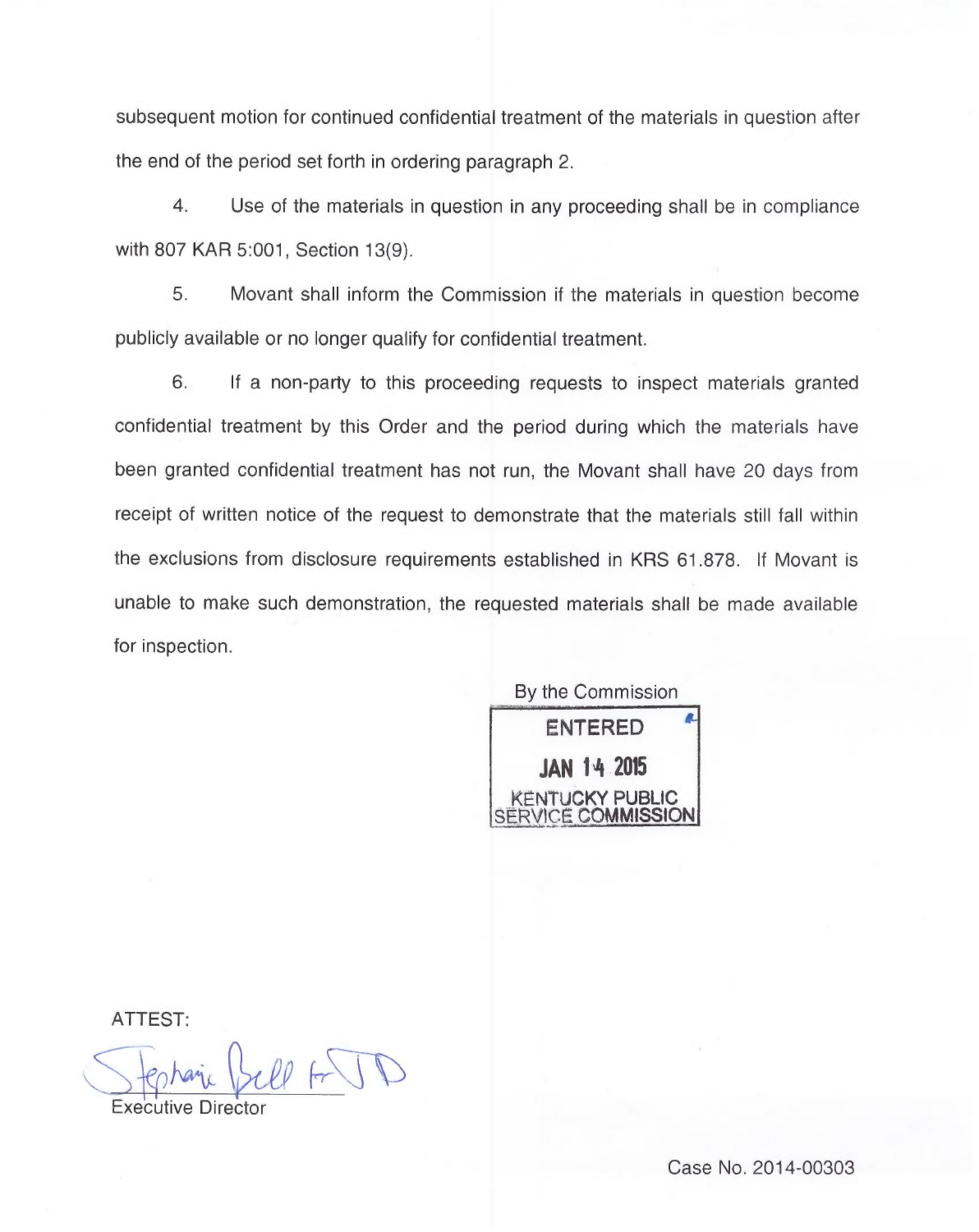subsequent motion for continued confidential treatment of the materials in question after the end of the period set forth in ordering paragraph 2.

4. Use of the materials in question in any proceeding shall be in compliance with 807 KAR 5:001, Section 13(9).

5. Movant shall inform the Commission if the materials in question become publicly available or no longer qualify for confidential treatment.

6. If a non-party to this proceeding requests to inspect materials granted confidential treatment by this Order and the period during which the materials have been granted confidential treatment has not run, the Movant shall have 20 days from receipt of written notice of the request to demonstrate that the materials still fall within the exclusions from disclosure requirements established in KRS 61.878. If Movant is unable to make such demonstration, the requested materials shall be made available for inspection.

By the Commission

ENTERED
JAN 14 2015
KENTUCKY PUBLIC SERVICE COMMISSION

ATTEST:

Stephanie Bell for JD

Executive Director

Case No. 2014-00303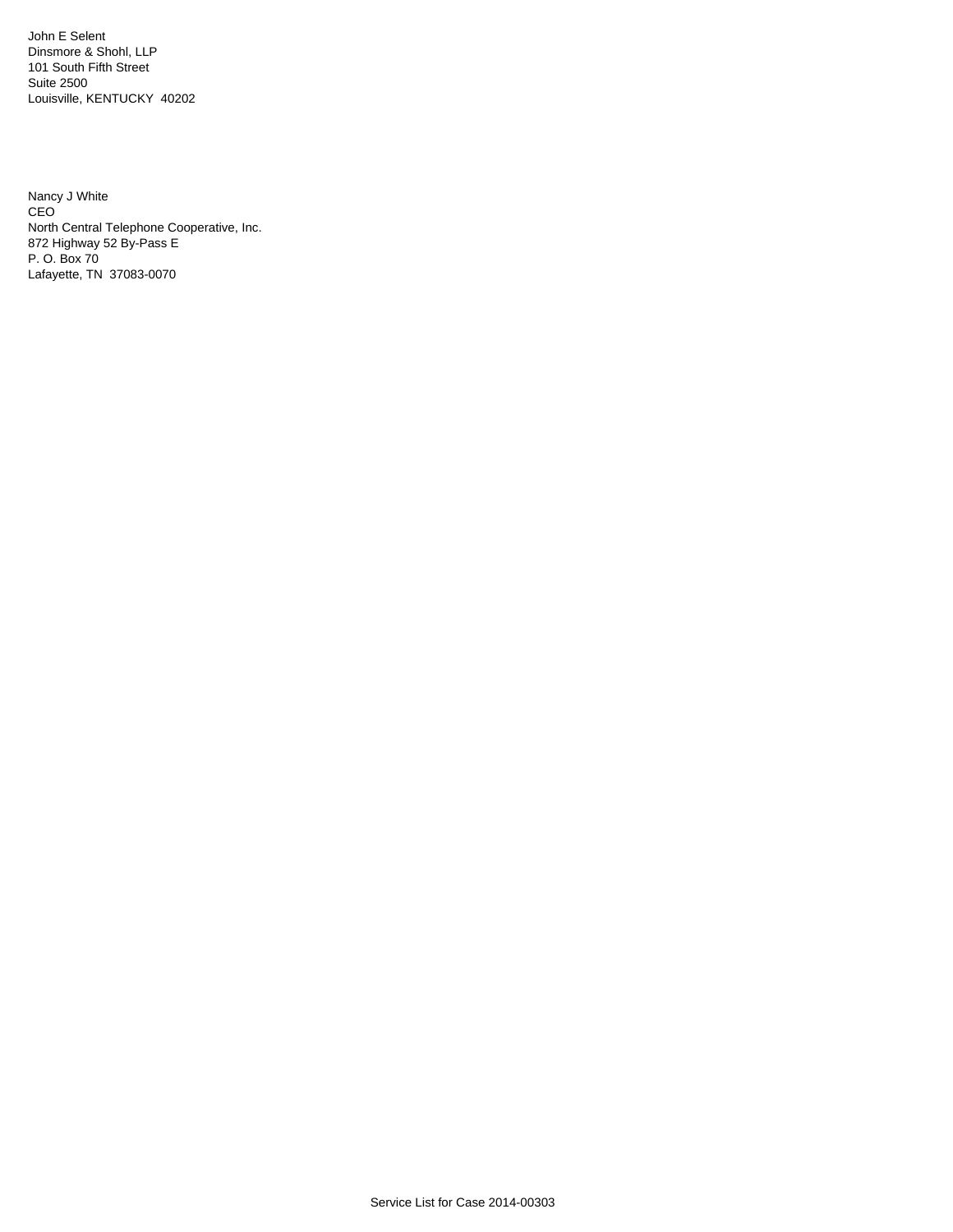John E Selent
Dinsmore & Shohl, LLP
101 South Fifth Street
Suite 2500
Louisville, KENTUCKY  40202

Nancy J White
CEO
North Central Telephone Cooperative, Inc.
872 Highway 52 By-Pass E
P. O. Box 70
Lafayette, TN  37083-0070

Service List for Case 2014-00303